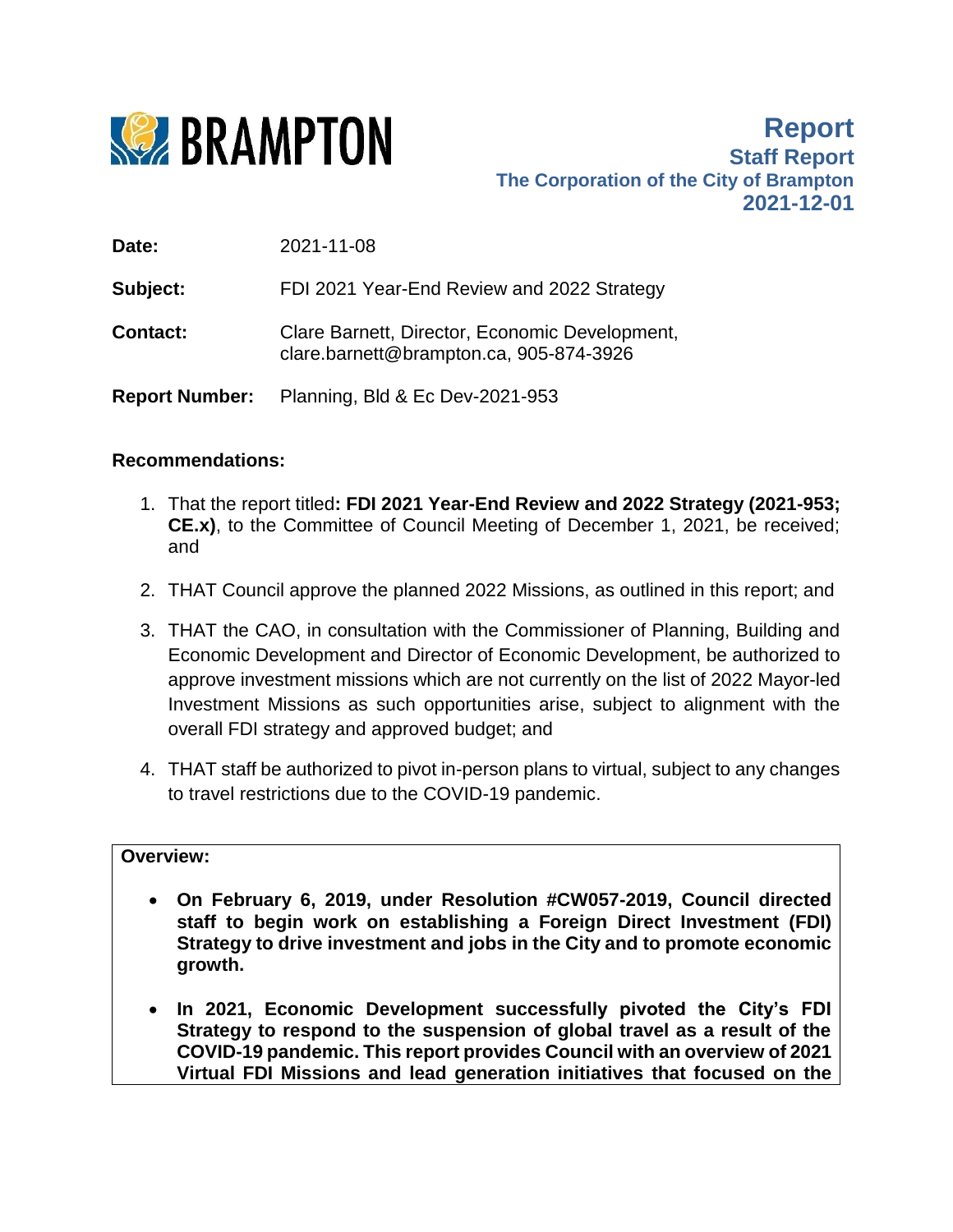**BRAMPTON**

# Report

**Staff Report**
**The Corporation of the City of Brampton**
**2021-12-01**

**Date:** 2021-11-08

**Subject:** FDI 2021 Year-End Review and 2022 Strategy

**Contact:** Clare Barnett, Director, Economic Development, clare.barnett@brampton.ca, 905-874-3926

**Report Number:** Planning, Bld & Ec Dev-2021-953

**Recommendations:**

1. That the report titled**: FDI 2021 Year-End Review and 2022 Strategy (2021-953; CE.x)**, to the Committee of Council Meeting of December 1, 2021, be received; and

2. THAT Council approve the planned 2022 Missions, as outlined in this report; and

3. THAT the CAO, in consultation with the Commissioner of Planning, Building and Economic Development and Director of Economic Development, be authorized to approve investment missions which are not currently on the list of 2022 Mayor-led Investment Missions as such opportunities arise, subject to alignment with the overall FDI strategy and approved budget; and

4. THAT staff be authorized to pivot in-person plans to virtual, subject to any changes to travel restrictions due to the COVID-19 pandemic.

**Overview:**

- **On February 6, 2019, under Resolution #CW057-2019, Council directed staff to begin work on establishing a Foreign Direct Investment (FDI) Strategy to drive investment and jobs in the City and to promote economic growth.**

- **In 2021, Economic Development successfully pivoted the City's FDI Strategy to respond to the suspension of global travel as a result of the COVID-19 pandemic. This report provides Council with an overview of 2021 Virtual FDI Missions and lead generation initiatives that focused on the**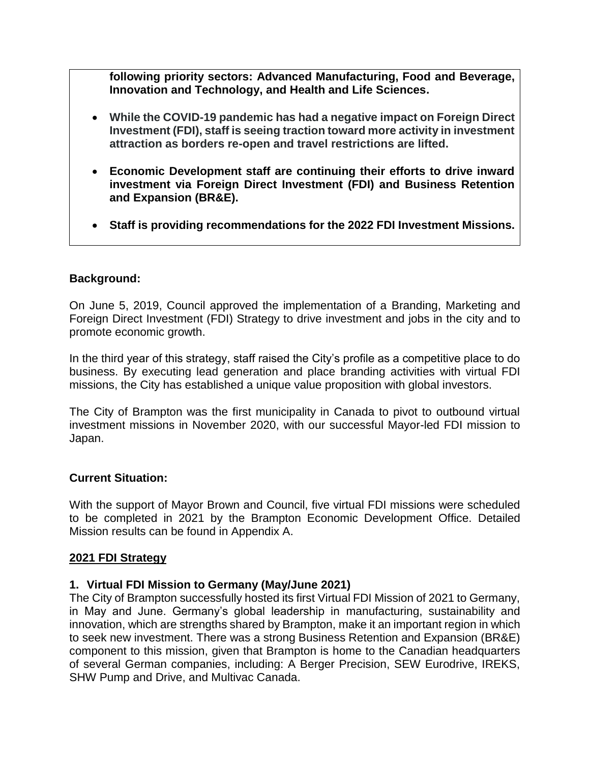**following priority sectors: Advanced Manufacturing, Food and Beverage, Innovation and Technology, and Health and Life Sciences.**

- **While the COVID-19 pandemic has had a negative impact on Foreign Direct Investment (FDI), staff is seeing traction toward more activity in investment attraction as borders re-open and travel restrictions are lifted.**
- **Economic Development staff are continuing their efforts to drive inward investment via Foreign Direct Investment (FDI) and Business Retention and Expansion (BR&E).**
- **Staff is providing recommendations for the 2022 FDI Investment Missions.**

**Background:**

On June 5, 2019, Council approved the implementation of a Branding, Marketing and Foreign Direct Investment (FDI) Strategy to drive investment and jobs in the city and to promote economic growth.

In the third year of this strategy, staff raised the City's profile as a competitive place to do business. By executing lead generation and place branding activities with virtual FDI missions, the City has established a unique value proposition with global investors.

The City of Brampton was the first municipality in Canada to pivot to outbound virtual investment missions in November 2020, with our successful Mayor-led FDI mission to Japan.

**Current Situation:**

With the support of Mayor Brown and Council, five virtual FDI missions were scheduled to be completed in 2021 by the Brampton Economic Development Office. Detailed Mission results can be found in Appendix A.

**2021 FDI Strategy**

**1. Virtual FDI Mission to Germany (May/June 2021)**

The City of Brampton successfully hosted its first Virtual FDI Mission of 2021 to Germany, in May and June. Germany's global leadership in manufacturing, sustainability and innovation, which are strengths shared by Brampton, make it an important region in which to seek new investment. There was a strong Business Retention and Expansion (BR&E) component to this mission, given that Brampton is home to the Canadian headquarters of several German companies, including: A Berger Precision, SEW Eurodrive, IREKS, SHW Pump and Drive, and Multivac Canada.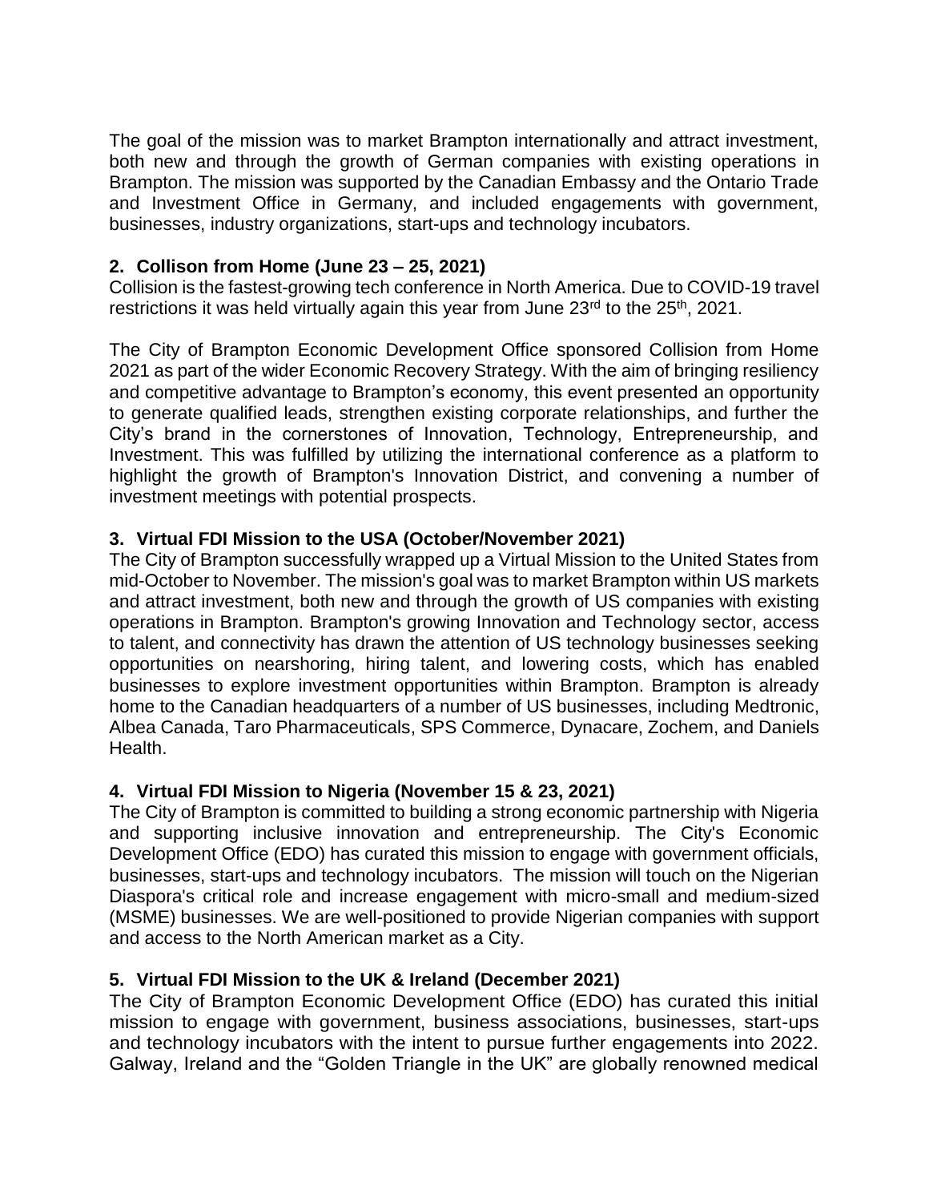The goal of the mission was to market Brampton internationally and attract investment, both new and through the growth of German companies with existing operations in Brampton. The mission was supported by the Canadian Embassy and the Ontario Trade and Investment Office in Germany, and included engagements with government, businesses, industry organizations, start-ups and technology incubators.

**2. Collison from Home (June 23 – 25, 2021)**

Collision is the fastest-growing tech conference in North America. Due to COVID-19 travel restrictions it was held virtually again this year from June 23rd to the 25th, 2021.

The City of Brampton Economic Development Office sponsored Collision from Home 2021 as part of the wider Economic Recovery Strategy. With the aim of bringing resiliency and competitive advantage to Brampton's economy, this event presented an opportunity to generate qualified leads, strengthen existing corporate relationships, and further the City's brand in the cornerstones of Innovation, Technology, Entrepreneurship, and Investment. This was fulfilled by utilizing the international conference as a platform to highlight the growth of Brampton's Innovation District, and convening a number of investment meetings with potential prospects.

**3. Virtual FDI Mission to the USA (October/November 2021)**

The City of Brampton successfully wrapped up a Virtual Mission to the United States from mid-October to November. The mission's goal was to market Brampton within US markets and attract investment, both new and through the growth of US companies with existing operations in Brampton. Brampton's growing Innovation and Technology sector, access to talent, and connectivity has drawn the attention of US technology businesses seeking opportunities on nearshoring, hiring talent, and lowering costs, which has enabled businesses to explore investment opportunities within Brampton. Brampton is already home to the Canadian headquarters of a number of US businesses, including Medtronic, Albea Canada, Taro Pharmaceuticals, SPS Commerce, Dynacare, Zochem, and Daniels Health.

**4. Virtual FDI Mission to Nigeria (November 15 & 23, 2021)**

The City of Brampton is committed to building a strong economic partnership with Nigeria and supporting inclusive innovation and entrepreneurship. The City's Economic Development Office (EDO) has curated this mission to engage with government officials, businesses, start-ups and technology incubators. The mission will touch on the Nigerian Diaspora's critical role and increase engagement with micro-small and medium-sized (MSME) businesses. We are well-positioned to provide Nigerian companies with support and access to the North American market as a City.

**5. Virtual FDI Mission to the UK & Ireland (December 2021)**

The City of Brampton Economic Development Office (EDO) has curated this initial mission to engage with government, business associations, businesses, start-ups and technology incubators with the intent to pursue further engagements into 2022. Galway, Ireland and the "Golden Triangle in the UK" are globally renowned medical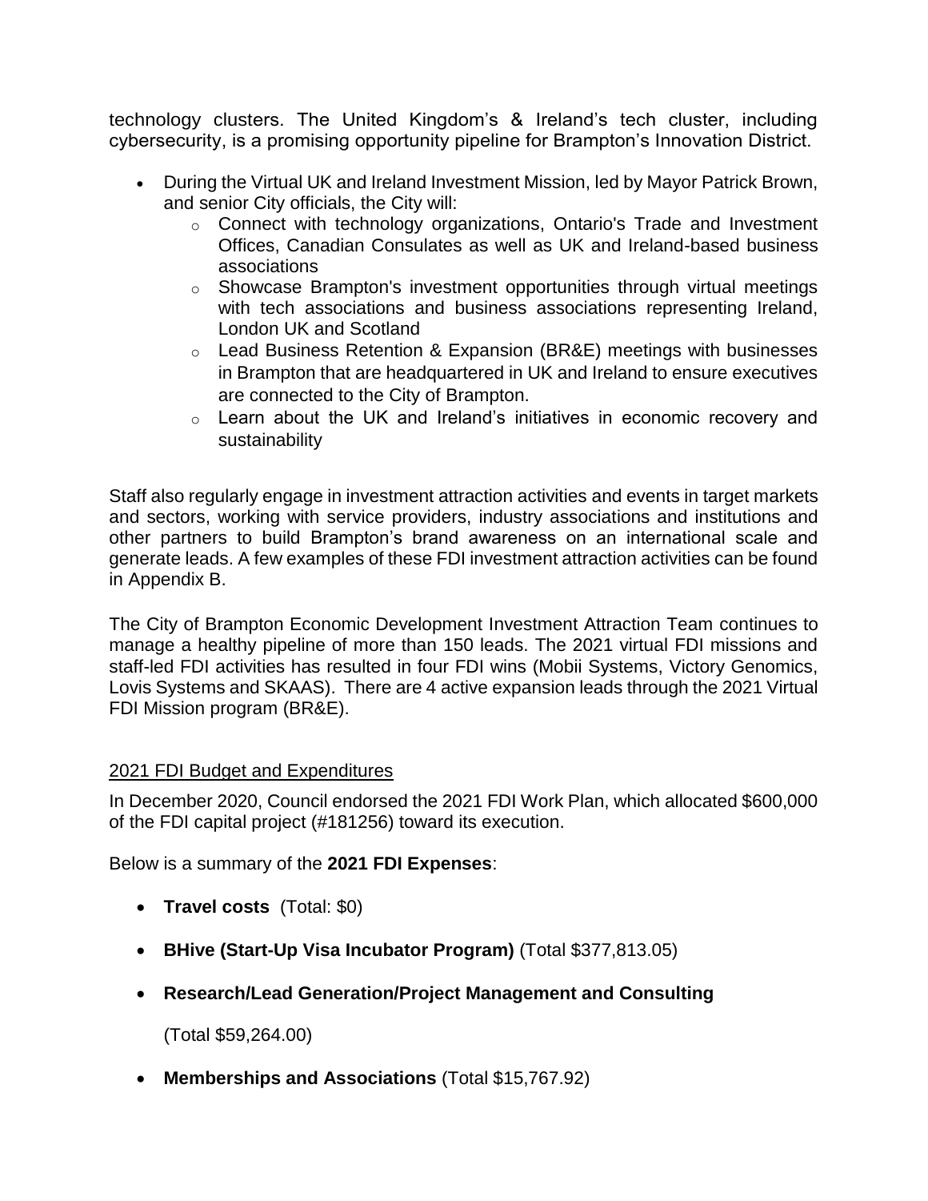technology clusters. The United Kingdom's & Ireland's tech cluster, including cybersecurity, is a promising opportunity pipeline for Brampton's Innovation District.

- During the Virtual UK and Ireland Investment Mission, led by Mayor Patrick Brown, and senior City officials, the City will:
  - Connect with technology organizations, Ontario's Trade and Investment Offices, Canadian Consulates as well as UK and Ireland-based business associations
  - Showcase Brampton's investment opportunities through virtual meetings with tech associations and business associations representing Ireland, London UK and Scotland
  - Lead Business Retention & Expansion (BR&E) meetings with businesses in Brampton that are headquartered in UK and Ireland to ensure executives are connected to the City of Brampton.
  - Learn about the UK and Ireland's initiatives in economic recovery and sustainability

Staff also regularly engage in investment attraction activities and events in target markets and sectors, working with service providers, industry associations and institutions and other partners to build Brampton's brand awareness on an international scale and generate leads. A few examples of these FDI investment attraction activities can be found in Appendix B.

The City of Brampton Economic Development Investment Attraction Team continues to manage a healthy pipeline of more than 150 leads. The 2021 virtual FDI missions and staff-led FDI activities has resulted in four FDI wins (Mobii Systems, Victory Genomics, Lovis Systems and SKAAS). There are 4 active expansion leads through the 2021 Virtual FDI Mission program (BR&E).

<u>2021 FDI Budget and Expenditures</u>

In December 2020, Council endorsed the 2021 FDI Work Plan, which allocated $600,000 of the FDI capital project (#181256) toward its execution.

Below is a summary of the **2021 FDI Expenses**:

- **Travel costs** (Total: $0)
- **BHive (Start-Up Visa Incubator Program)** (Total $377,813.05)
- **Research/Lead Generation/Project Management and Consulting**

  (Total $59,264.00)
- **Memberships and Associations** (Total $15,767.92)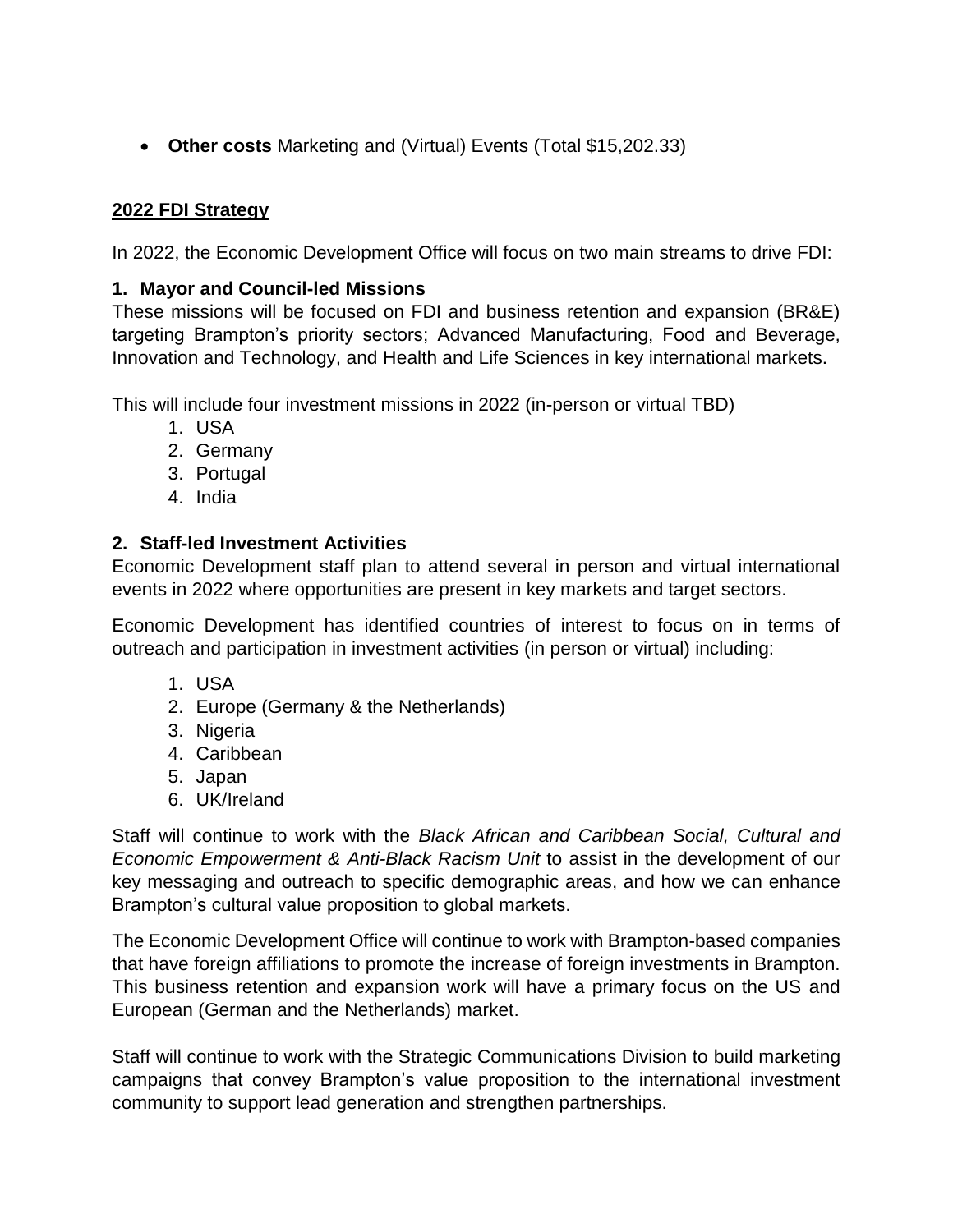- **Other costs** Marketing and (Virtual) Events (Total $15,202.33)

## 2022 FDI Strategy

In 2022, the Economic Development Office will focus on two main streams to drive FDI:

### 1. Mayor and Council-led Missions

These missions will be focused on FDI and business retention and expansion (BR&E) targeting Brampton's priority sectors; Advanced Manufacturing, Food and Beverage, Innovation and Technology, and Health and Life Sciences in key international markets.

This will include four investment missions in 2022 (in-person or virtual TBD)

1. USA
2. Germany
3. Portugal
4. India

### 2. Staff-led Investment Activities

Economic Development staff plan to attend several in person and virtual international events in 2022 where opportunities are present in key markets and target sectors.

Economic Development has identified countries of interest to focus on in terms of outreach and participation in investment activities (in person or virtual) including:

1. USA
2. Europe (Germany & the Netherlands)
3. Nigeria
4. Caribbean
5. Japan
6. UK/Ireland

Staff will continue to work with the *Black African and Caribbean Social, Cultural and Economic Empowerment & Anti-Black Racism Unit* to assist in the development of our key messaging and outreach to specific demographic areas, and how we can enhance Brampton's cultural value proposition to global markets.

The Economic Development Office will continue to work with Brampton-based companies that have foreign affiliations to promote the increase of foreign investments in Brampton. This business retention and expansion work will have a primary focus on the US and European (German and the Netherlands) market.

Staff will continue to work with the Strategic Communications Division to build marketing campaigns that convey Brampton's value proposition to the international investment community to support lead generation and strengthen partnerships.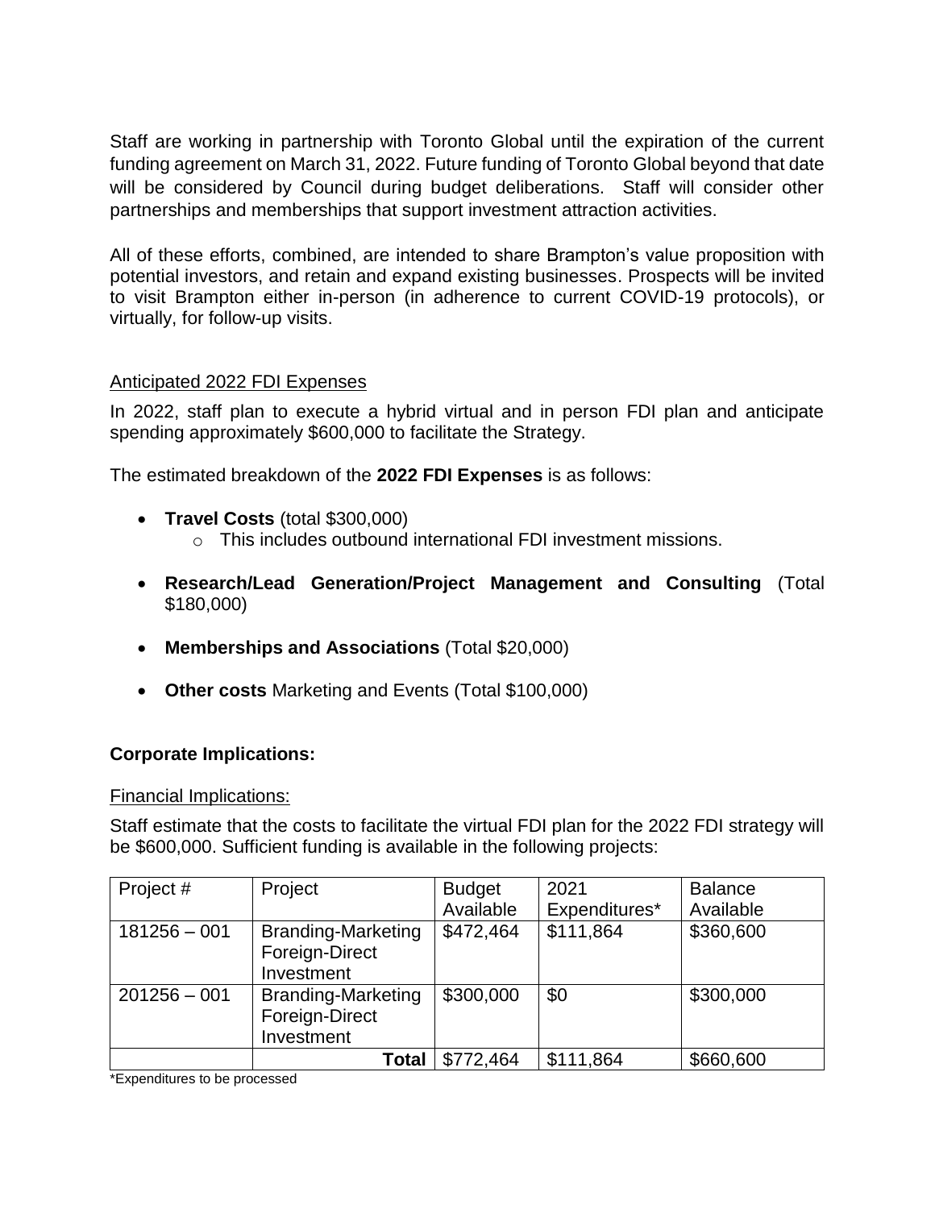Staff are working in partnership with Toronto Global until the expiration of the current funding agreement on March 31, 2022. Future funding of Toronto Global beyond that date will be considered by Council during budget deliberations. Staff will consider other partnerships and memberships that support investment attraction activities.

All of these efforts, combined, are intended to share Brampton's value proposition with potential investors, and retain and expand existing businesses. Prospects will be invited to visit Brampton either in-person (in adherence to current COVID-19 protocols), or virtually, for follow-up visits.

Anticipated 2022 FDI Expenses

In 2022, staff plan to execute a hybrid virtual and in person FDI plan and anticipate spending approximately $600,000 to facilitate the Strategy.

The estimated breakdown of the **2022 FDI Expenses** is as follows:

- **Travel Costs** (total $300,000)
  - This includes outbound international FDI investment missions.
- **Research/Lead Generation/Project Management and Consulting** (Total $180,000)
- **Memberships and Associations** (Total $20,000)
- **Other costs** Marketing and Events (Total $100,000)

**Corporate Implications:**

Financial Implications:

Staff estimate that the costs to facilitate the virtual FDI plan for the 2022 FDI strategy will be $600,000. Sufficient funding is available in the following projects:

| Project # | Project | Budget Available | 2021 Expenditures* | Balance Available |
|---|---|---|---|---|
| 181256 – 001 | Branding-Marketing Foreign-Direct Investment | $472,464 | $111,864 | $360,600 |
| 201256 – 001 | Branding-Marketing Foreign-Direct Investment | $300,000 | $0 | $300,000 |
| | **Total** | $772,464 | $111,864 | $660,600 |

*Expenditures to be processed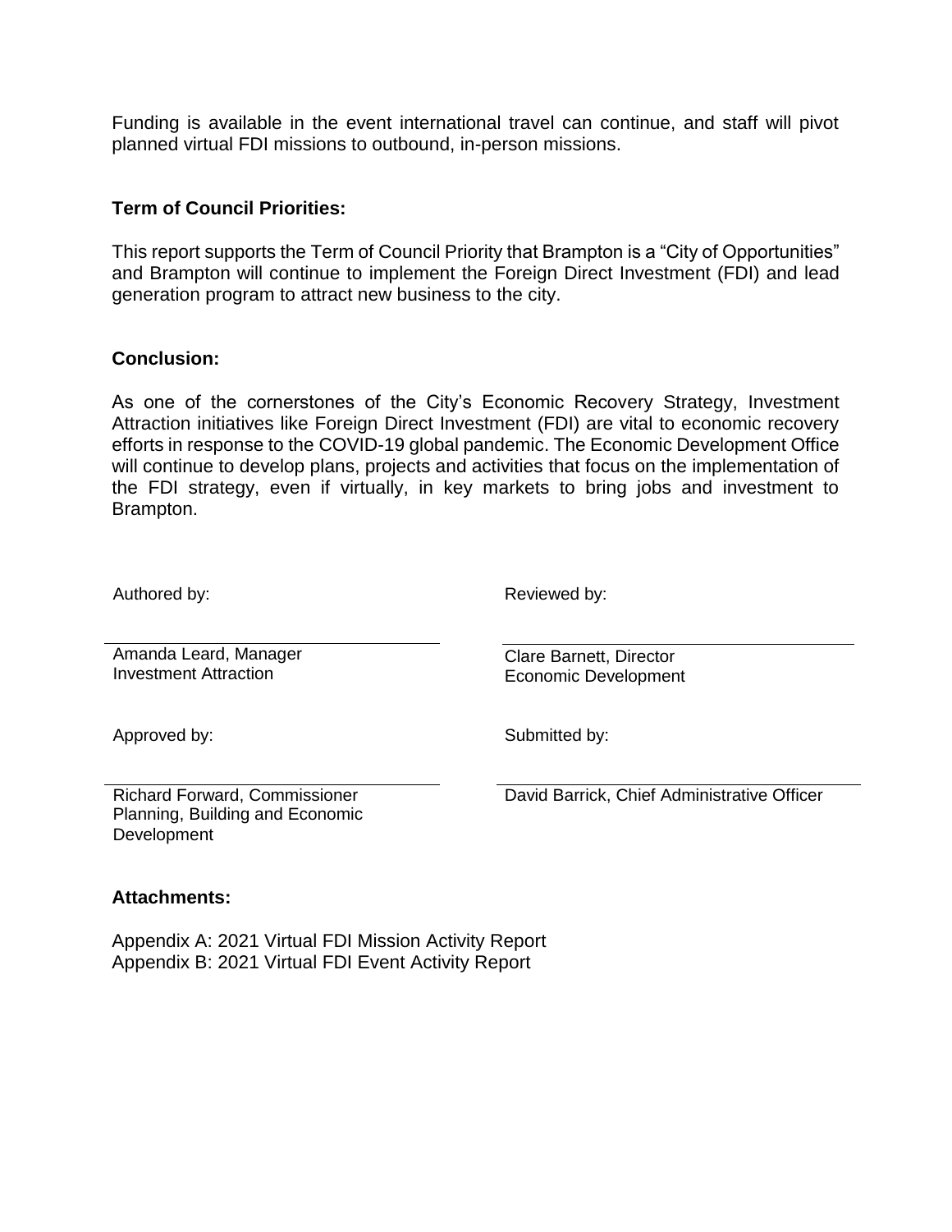Funding is available in the event international travel can continue, and staff will pivot planned virtual FDI missions to outbound, in-person missions.

**Term of Council Priorities:**

This report supports the Term of Council Priority that Brampton is a "City of Opportunities" and Brampton will continue to implement the Foreign Direct Investment (FDI) and lead generation program to attract new business to the city.

**Conclusion:**

As one of the cornerstones of the City's Economic Recovery Strategy, Investment Attraction initiatives like Foreign Direct Investment (FDI) are vital to economic recovery efforts in response to the COVID-19 global pandemic. The Economic Development Office will continue to develop plans, projects and activities that focus on the implementation of the FDI strategy, even if virtually, in key markets to bring jobs and investment to Brampton.

Authored by:

Amanda Leard, Manager
Investment Attraction

Reviewed by:

Clare Barnett, Director
Economic Development

Approved by:

Richard Forward, Commissioner
Planning, Building and Economic Development

Submitted by:

David Barrick, Chief Administrative Officer

**Attachments:**

Appendix A: 2021 Virtual FDI Mission Activity Report
Appendix B: 2021 Virtual FDI Event Activity Report